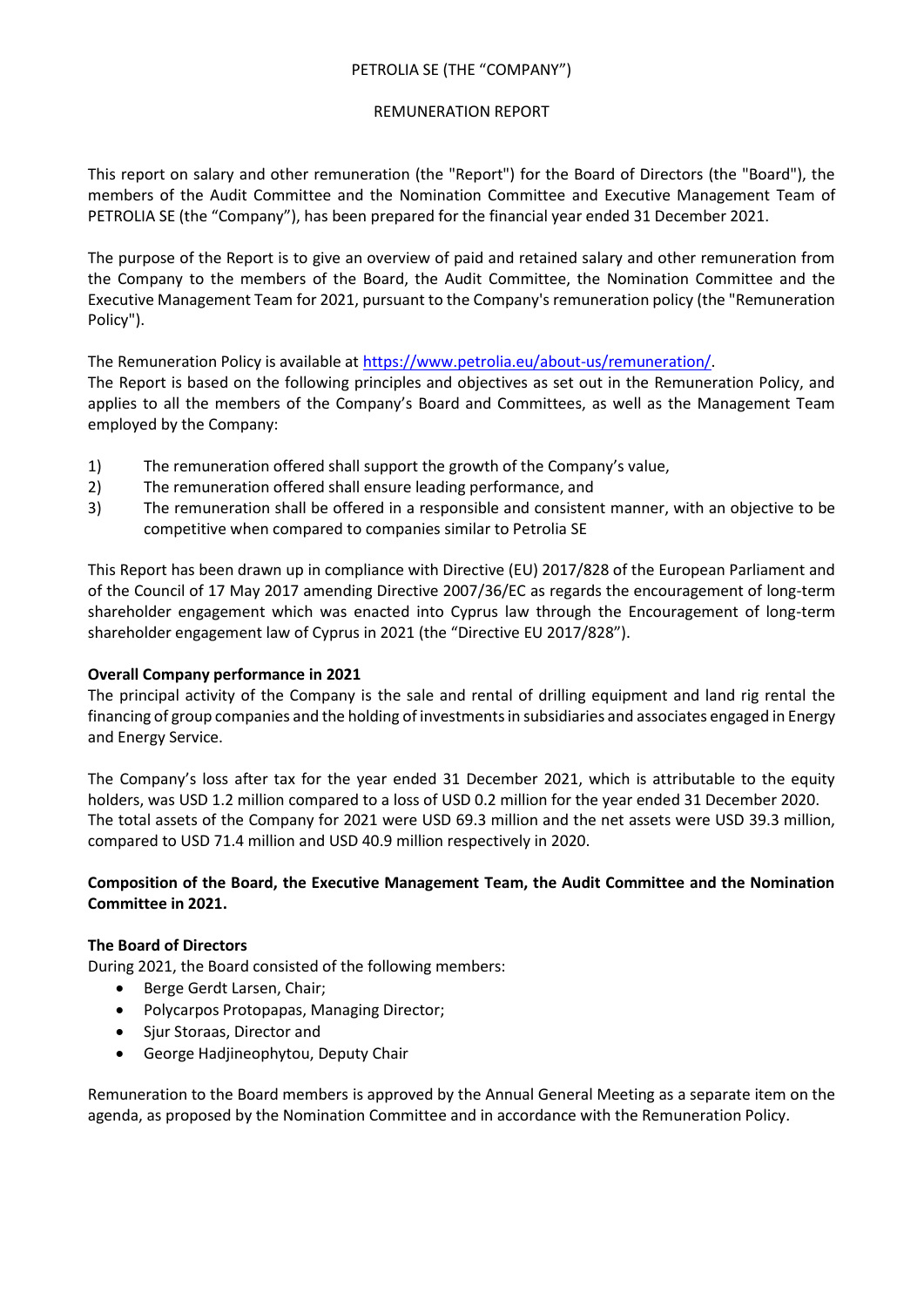PETROLIA SE (THE "COMPANY")

REMUNERATION REPORT

This report on salary and other remuneration (the "Report") for the Board of Directors (the "Board"), the members of the Audit Committee and the Nomination Committee and Executive Management Team of PETROLIA SE (the "Company"), has been prepared for the financial year ended 31 December 2021.

The purpose of the Report is to give an overview of paid and retained salary and other remuneration from the Company to the members of the Board, the Audit Committee, the Nomination Committee and the Executive Management Team for 2021, pursuant to the Company's remuneration policy (the "Remuneration Policy").

The Remuneration Policy is available at [https://www.petrolia.eu/about-us/remuneration/](https://www.petrolia.eu/about-us/remuneration/).
The Report is based on the following principles and objectives as set out in the Remuneration Policy, and applies to all the members of the Company's Board and Committees, as well as the Management Team employed by the Company:

1) The remuneration offered shall support the growth of the Company's value,
2) The remuneration offered shall ensure leading performance, and
3) The remuneration shall be offered in a responsible and consistent manner, with an objective to be competitive when compared to companies similar to Petrolia SE

This Report has been drawn up in compliance with Directive (EU) 2017/828 of the European Parliament and of the Council of 17 May 2017 amending Directive 2007/36/EC as regards the encouragement of long-term shareholder engagement which was enacted into Cyprus law through the Encouragement of long-term shareholder engagement law of Cyprus in 2021 (the "Directive EU 2017/828").

**Overall Company performance in 2021**
The principal activity of the Company is the sale and rental of drilling equipment and land rig rental the financing of group companies and the holding of investments in subsidiaries and associates engaged in Energy and Energy Service.

The Company's loss after tax for the year ended 31 December 2021, which is attributable to the equity holders, was USD 1.2 million compared to a loss of USD 0.2 million for the year ended 31 December 2020. The total assets of the Company for 2021 were USD 69.3 million and the net assets were USD 39.3 million, compared to USD 71.4 million and USD 40.9 million respectively in 2020.

**Composition of the Board, the Executive Management Team, the Audit Committee and the Nomination Committee in 2021.**

**The Board of Directors**
During 2021, the Board consisted of the following members:

- Berge Gerdt Larsen, Chair;
- Polycarpos Protopapas, Managing Director;
- Sjur Storaas, Director and
- George Hadjineophytou, Deputy Chair

Remuneration to the Board members is approved by the Annual General Meeting as a separate item on the agenda, as proposed by the Nomination Committee and in accordance with the Remuneration Policy.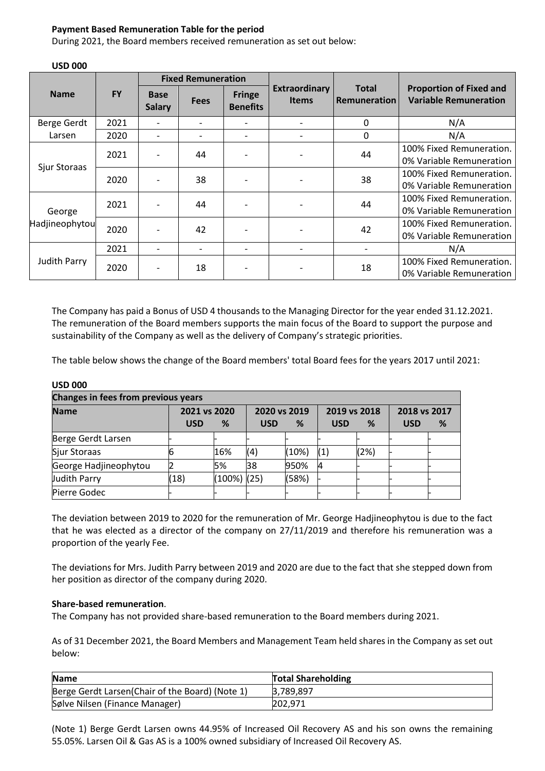**Payment Based Remuneration Table for the period**

During 2021, the Board members received remuneration as set out below:

**USD 000**

| Name | FY | Fixed Remuneration | | | Extraordinary Items | Total Remuneration | Proportion of Fixed and Variable Remuneration |
|---|---|---|---|---|---|---|---|
| | | Base Salary | Fees | Fringe Benefits | | | |
| Berge Gerdt Larsen | 2021 | - | - | - | - | 0 | N/A |
| | 2020 | - | - | - | - | 0 | N/A |
| Sjur Storaas | 2021 | - | 44 | - | - | 44 | 100% Fixed Remuneration. 0% Variable Remuneration |
| | 2020 | - | 38 | - | - | 38 | 100% Fixed Remuneration. 0% Variable Remuneration |
| George Hadjineophytou | 2021 | - | 44 | - | - | 44 | 100% Fixed Remuneration. 0% Variable Remuneration |
| | 2020 | - | 42 | - | - | 42 | 100% Fixed Remuneration. 0% Variable Remuneration |
| Judith Parry | 2021 | - | - | - | - | - | N/A |
| | 2020 | - | 18 | - | - | 18 | 100% Fixed Remuneration. 0% Variable Remuneration |

The Company has paid a Bonus of USD 4 thousands to the Managing Director for the year ended 31.12.2021. The remuneration of the Board members supports the main focus of the Board to support the purpose and sustainability of the Company as well as the delivery of Company's strategic priorities.

The table below shows the change of the Board members' total Board fees for the years 2017 until 2021:

**USD 000**

| Changes in fees from previous years | | | | | | | | |
|---|---|---|---|---|---|---|---|---|
| **Name** | **2021 vs 2020** | | **2020 vs 2019** | | **2019 vs 2018** | | **2018 vs 2017** | |
| | **USD** | **%** | **USD** | **%** | **USD** | **%** | **USD** | **%** |
| Berge Gerdt Larsen | - | - | - | - | - | - | - | - |
| Sjur Storaas | 6 | 16% | (4) | (10%) | (1) | (2%) | - | - |
| George Hadjineophytou | 2 | 5% | 38 | 950% | 4 | - | - | - |
| Judith Parry | (18) | (100%) | (25) | (58%) | - | - | - | - |
| Pierre Godec | - | - | - | - | - | - | - | - |

The deviation between 2019 to 2020 for the remuneration of Mr. George Hadjineophytou is due to the fact that he was elected as a director of the company on 27/11/2019 and therefore his remuneration was a proportion of the yearly Fee.

The deviations for Mrs. Judith Parry between 2019 and 2020 are due to the fact that she stepped down from her position as director of the company during 2020.

**Share-based remuneration**.

The Company has not provided share-based remuneration to the Board members during 2021.

As of 31 December 2021, the Board Members and Management Team held shares in the Company as set out below:

| Name | Total Shareholding |
|---|---|
| Berge Gerdt Larsen(Chair of the Board) (Note 1) | 3,789,897 |
| Sølve Nilsen (Finance Manager) | 202,971 |

(Note 1) Berge Gerdt Larsen owns 44.95% of Increased Oil Recovery AS and his son owns the remaining 55.05%. Larsen Oil & Gas AS is a 100% owned subsidiary of Increased Oil Recovery AS.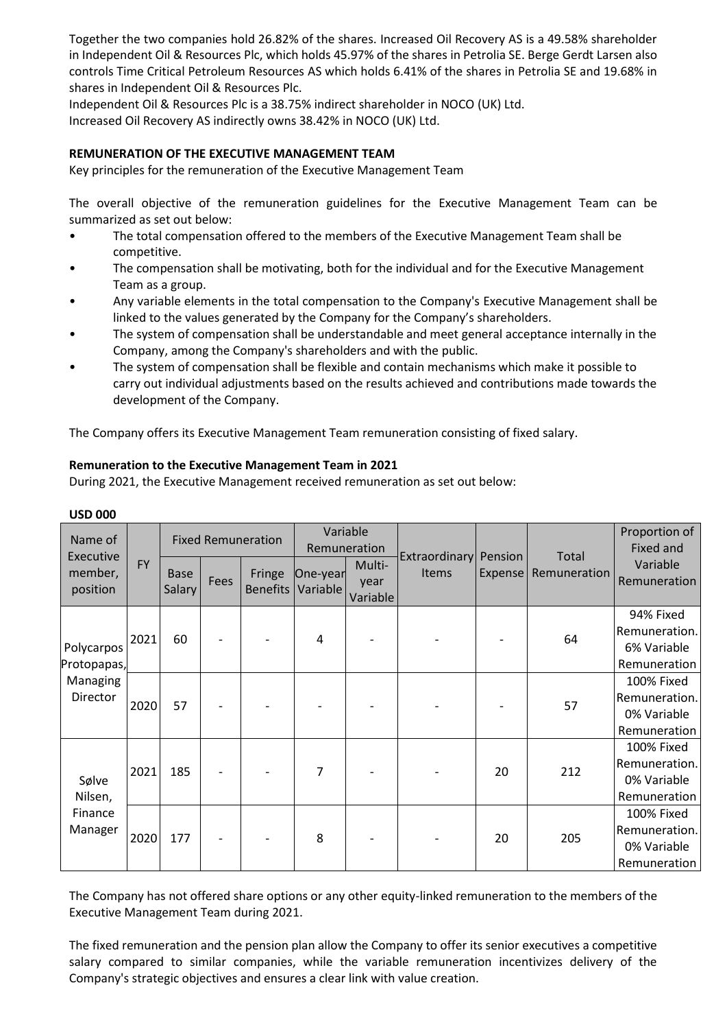Together the two companies hold 26.82% of the shares. Increased Oil Recovery AS is a 49.58% shareholder in Independent Oil & Resources Plc, which holds 45.97% of the shares in Petrolia SE. Berge Gerdt Larsen also controls Time Critical Petroleum Resources AS which holds 6.41% of the shares in Petrolia SE and 19.68% in shares in Independent Oil & Resources Plc.
Independent Oil & Resources Plc is a 38.75% indirect shareholder in NOCO (UK) Ltd.
Increased Oil Recovery AS indirectly owns 38.42% in NOCO (UK) Ltd.

**REMUNERATION OF THE EXECUTIVE MANAGEMENT TEAM**

Key principles for the remuneration of the Executive Management Team

The overall objective of the remuneration guidelines for the Executive Management Team can be summarized as set out below:

- The total compensation offered to the members of the Executive Management Team shall be competitive.
- The compensation shall be motivating, both for the individual and for the Executive Management Team as a group.
- Any variable elements in the total compensation to the Company's Executive Management shall be linked to the values generated by the Company for the Company's shareholders.
- The system of compensation shall be understandable and meet general acceptance internally in the Company, among the Company's shareholders and with the public.
- The system of compensation shall be flexible and contain mechanisms which make it possible to carry out individual adjustments based on the results achieved and contributions made towards the development of the Company.

The Company offers its Executive Management Team remuneration consisting of fixed salary.

**Remuneration to the Executive Management Team in 2021**

During 2021, the Executive Management received remuneration as set out below:

**USD 000**

| Name of Executive member, position | FY | Fixed Remuneration | | | Variable Remuneration | | Extraordinary Items | Pension Expense | Total Remuneration | Proportion of Fixed and Variable Remuneration |
|---|---|---|---|---|---|---|---|---|---|---|
| | | Base Salary | Fees | Fringe Benefits | One-year Variable | Multi-year Variable | | | | |
| Polycarpos Protopapas, Managing Director | 2021 | 60 | - | - | 4 | - | - | - | 64 | 94% Fixed Remuneration. 6% Variable Remuneration |
| | 2020 | 57 | - | - | - | - | - | - | 57 | 100% Fixed Remuneration. 0% Variable Remuneration |
| Sølve Nilsen, Finance Manager | 2021 | 185 | - | - | 7 | - | - | 20 | 212 | 100% Fixed Remuneration. 0% Variable Remuneration |
| | 2020 | 177 | - | - | 8 | - | - | 20 | 205 | 100% Fixed Remuneration. 0% Variable Remuneration |

The Company has not offered share options or any other equity-linked remuneration to the members of the Executive Management Team during 2021.

The fixed remuneration and the pension plan allow the Company to offer its senior executives a competitive salary compared to similar companies, while the variable remuneration incentivizes delivery of the Company's strategic objectives and ensures a clear link with value creation.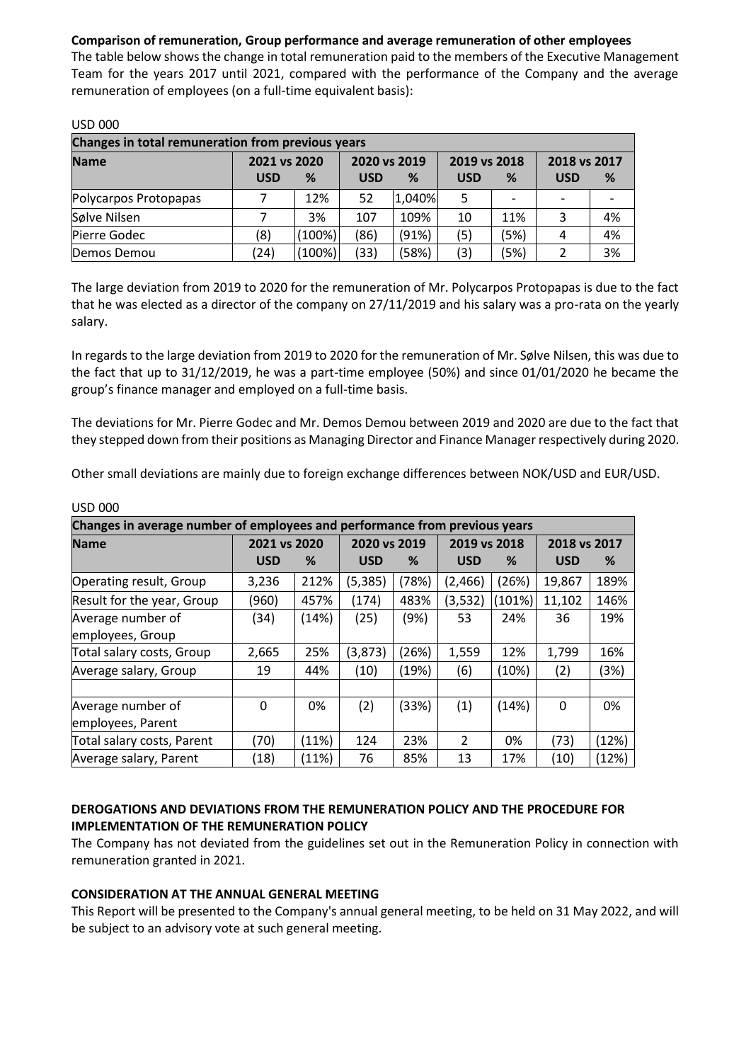**Comparison of remuneration, Group performance and average remuneration of other employees**

The table below shows the change in total remuneration paid to the members of the Executive Management Team for the years 2017 until 2021, compared with the performance of the Company and the average remuneration of employees (on a full-time equivalent basis):

USD 000

| Changes in total remuneration from previous years | | | | | | | | |
|---|---|---|---|---|---|---|---|---|
| **Name** | **2021 vs 2020** | | **2020 vs 2019** | | **2019 vs 2018** | | **2018 vs 2017** | |
| | **USD** | **%** | **USD** | **%** | **USD** | **%** | **USD** | **%** |
| Polycarpos Protopapas | 7 | 12% | 52 | 1,040% | 5 | - | - | - |
| Sølve Nilsen | 7 | 3% | 107 | 109% | 10 | 11% | 3 | 4% |
| Pierre Godec | (8) | (100%) | (86) | (91%) | (5) | (5%) | 4 | 4% |
| Demos Demou | (24) | (100%) | (33) | (58%) | (3) | (5%) | 2 | 3% |

The large deviation from 2019 to 2020 for the remuneration of Mr. Polycarpos Protopapas is due to the fact that he was elected as a director of the company on 27/11/2019 and his salary was a pro-rata on the yearly salary.

In regards to the large deviation from 2019 to 2020 for the remuneration of Mr. Sølve Nilsen, this was due to the fact that up to 31/12/2019, he was a part-time employee (50%) and since 01/01/2020 he became the group's finance manager and employed on a full-time basis.

The deviations for Mr. Pierre Godec and Mr. Demos Demou between 2019 and 2020 are due to the fact that they stepped down from their positions as Managing Director and Finance Manager respectively during 2020.

Other small deviations are mainly due to foreign exchange differences between NOK/USD and EUR/USD.

USD 000

| Changes in average number of employees and performance from previous years | | | | | | | | |
|---|---|---|---|---|---|---|---|---|
| **Name** | **2021 vs 2020** | | **2020 vs 2019** | | **2019 vs 2018** | | **2018 vs 2017** | |
| | **USD** | **%** | **USD** | **%** | **USD** | **%** | **USD** | **%** |
| Operating result, Group | 3,236 | 212% | (5,385) | (78%) | (2,466) | (26%) | 19,867 | 189% |
| Result for the year, Group | (960) | 457% | (174) | 483% | (3,532) | (101%) | 11,102 | 146% |
| Average number of employees, Group | (34) | (14%) | (25) | (9%) | 53 | 24% | 36 | 19% |
| Total salary costs, Group | 2,665 | 25% | (3,873) | (26%) | 1,559 | 12% | 1,799 | 16% |
| Average salary, Group | 19 | 44% | (10) | (19%) | (6) | (10%) | (2) | (3%) |
| | | | | | | | | |
| Average number of employees, Parent | 0 | 0% | (2) | (33%) | (1) | (14%) | 0 | 0% |
| Total salary costs, Parent | (70) | (11%) | 124 | 23% | 2 | 0% | (73) | (12%) |
| Average salary, Parent | (18) | (11%) | 76 | 85% | 13 | 17% | (10) | (12%) |

**DEROGATIONS AND DEVIATIONS FROM THE REMUNERATION POLICY AND THE PROCEDURE FOR IMPLEMENTATION OF THE REMUNERATION POLICY**

The Company has not deviated from the guidelines set out in the Remuneration Policy in connection with remuneration granted in 2021.

**CONSIDERATION AT THE ANNUAL GENERAL MEETING**

This Report will be presented to the Company's annual general meeting, to be held on 31 May 2022, and will be subject to an advisory vote at such general meeting.